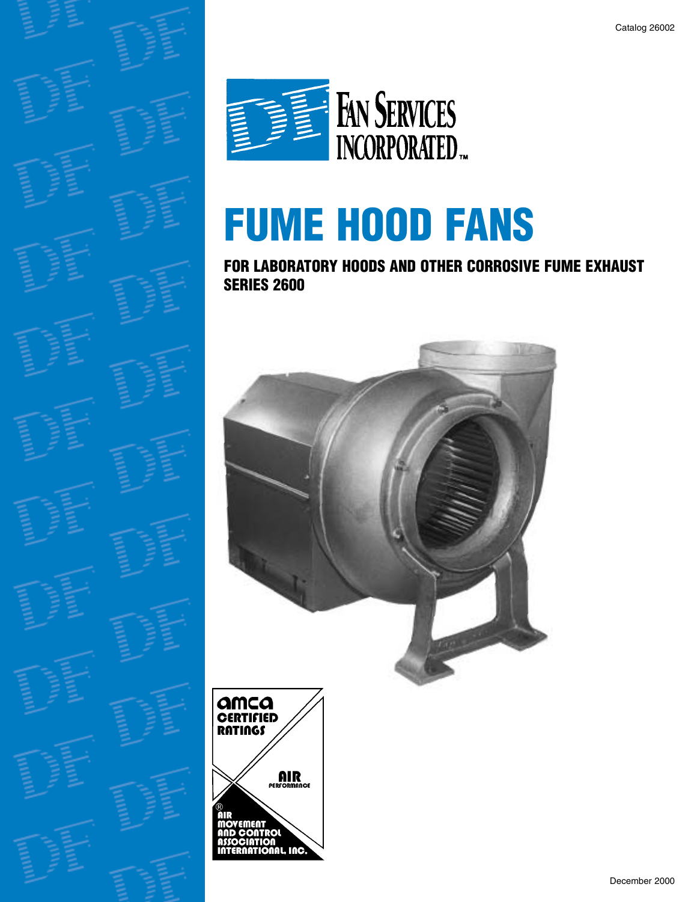Catalog 26002

DF FAN SERVICES INCORPORATED™

# FUME HOOD FANS

## FOR LABORATORY HOODS AND OTHER CORROSIVE FUME EXHAUST SERIES 2600

amca CERTIFIED RATINGS

AIR PERFORMANCE

® AIR MOVEMENT AND CONTROL ASSOCIATION INTERNATIONAL, INC.

December 2000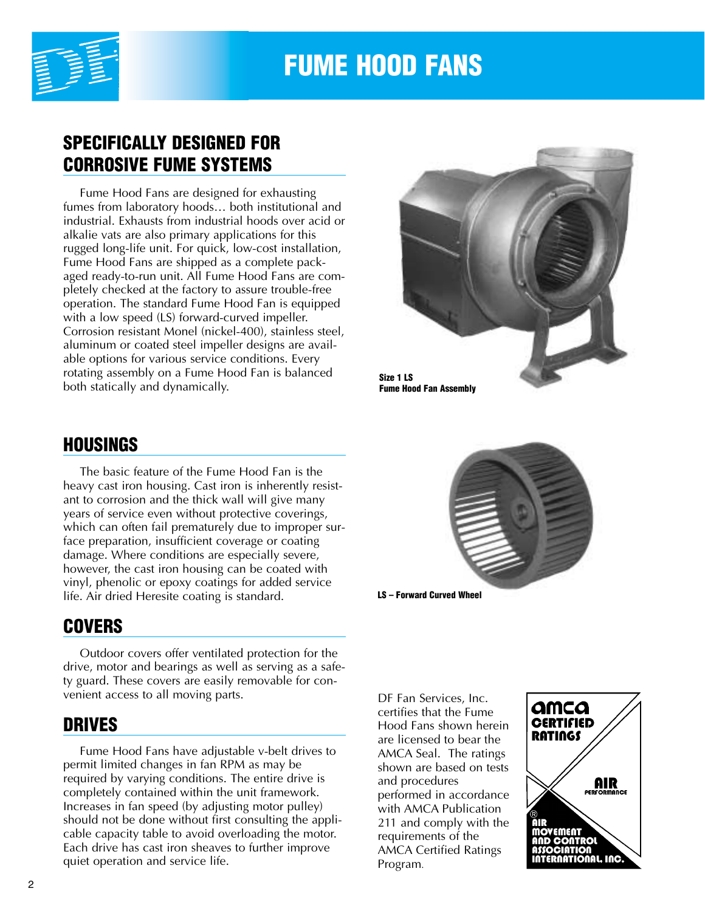# FUME HOOD FANS

## SPECIFICALLY DESIGNED FOR CORROSIVE FUME SYSTEMS

Fume Hood Fans are designed for exhausting fumes from laboratory hoods… both institutional and industrial. Exhausts from industrial hoods over acid or alkalie vats are also primary applications for this rugged long-life unit. For quick, low-cost installation, Fume Hood Fans are shipped as a complete packaged ready-to-run unit. All Fume Hood Fans are completely checked at the factory to assure trouble-free operation. The standard Fume Hood Fan is equipped with a low speed (LS) forward-curved impeller. Corrosion resistant Monel (nickel-400), stainless steel, aluminum or coated steel impeller designs are available options for various service conditions. Every rotating assembly on a Fume Hood Fan is balanced both statically and dynamically.

**Size 1 LS**
**Fume Hood Fan Assembly**

## HOUSINGS

The basic feature of the Fume Hood Fan is the heavy cast iron housing. Cast iron is inherently resistant to corrosion and the thick wall will give many years of service even without protective coverings, which can often fail prematurely due to improper surface preparation, insufficient coverage or coating damage. Where conditions are especially severe, however, the cast iron housing can be coated with vinyl, phenolic or epoxy coatings for added service life. Air dried Heresite coating is standard.

**LS – Forward Curved Wheel**

## COVERS

Outdoor covers offer ventilated protection for the drive, motor and bearings as well as serving as a safety guard. These covers are easily removable for convenient access to all moving parts.

## DRIVES

Fume Hood Fans have adjustable v-belt drives to permit limited changes in fan RPM as may be required by varying conditions. The entire drive is completely contained within the unit framework. Increases in fan speed (by adjusting motor pulley) should not be done without first consulting the applicable capacity table to avoid overloading the motor. Each drive has cast iron sheaves to further improve quiet operation and service life.

DF Fan Services, Inc. certifies that the Fume Hood Fans shown herein are licensed to bear the AMCA Seal. The ratings shown are based on tests and procedures performed in accordance with AMCA Publication 211 and comply with the requirements of the AMCA Certified Ratings Program.

AMCA CERTIFIED RATINGS — AIR PERFORMANCE — ® AIR MOVEMENT AND CONTROL ASSOCIATION INTERNATIONAL, INC.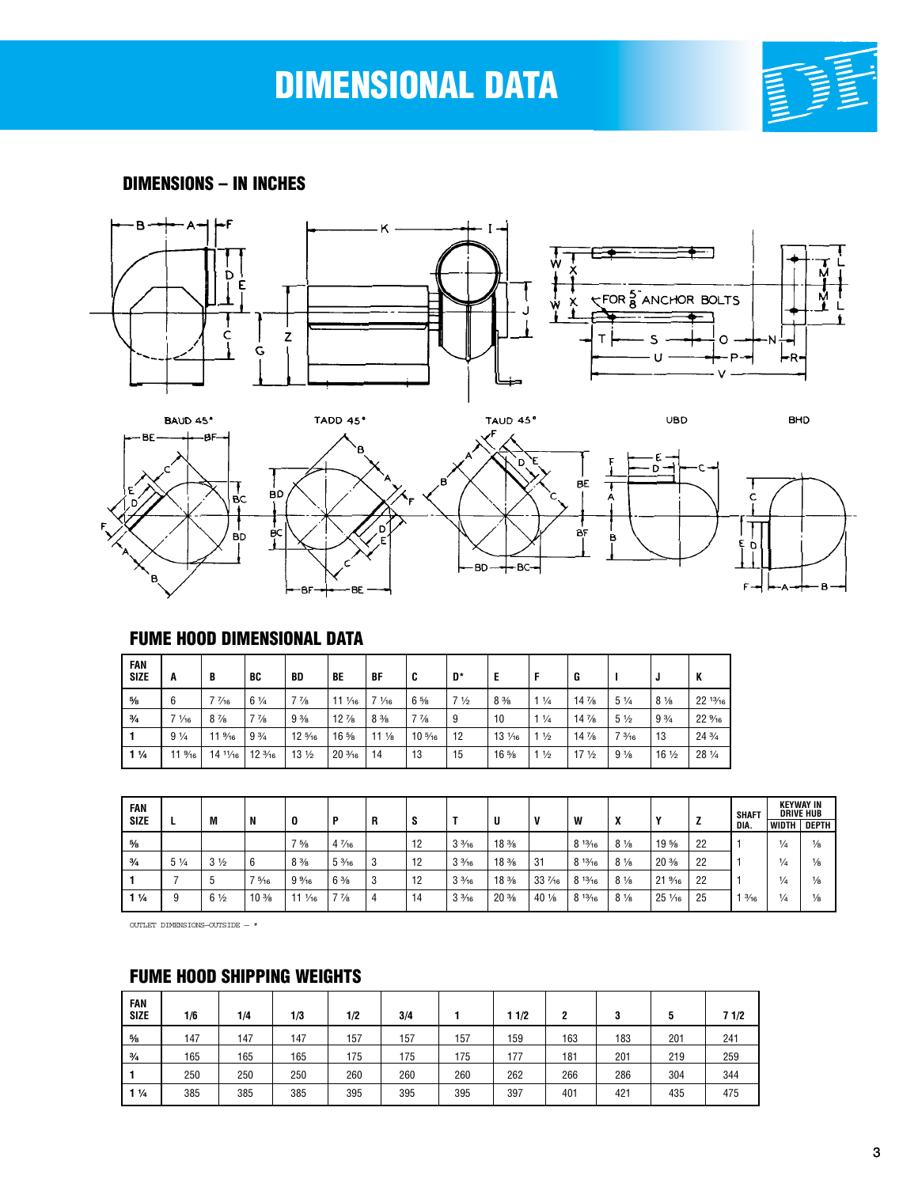# DIMENSIONAL DATA

## DIMENSIONS – IN INCHES

## FUME HOOD DIMENSIONAL DATA

| FAN SIZE | A | B | BC | BD | BE | BF | C | D* | E | F | G | I | J | K |
|---|---|---|---|---|---|---|---|---|---|---|---|---|---|---|
| ⅝ | 6 | 7 7⁄16 | 6 ¼ | 7 ⅞ | 11 1⁄16 | 7 1⁄16 | 6 ⅝ | 7 ½ | 8 ⅜ | 1 ¼ | 14 ⅞ | 5 ¼ | 8 ⅛ | 22 13⁄16 |
| ¾ | 7 1⁄16 | 8 ⅞ | 7 ⅞ | 9 ⅝ | 12 ⅞ | 8 ⅜ | 7 ⅞ | 9 | 10 | 1 ¼ | 14 ⅞ | 5 ½ | 9 ¾ | 22 9⁄16 |
| 1 | 9 ¼ | 11 9⁄16 | 9 ¾ | 12 5⁄16 | 16 ⅝ | 11 ⅛ | 10 5⁄16 | 12 | 13 1⁄16 | 1 ½ | 14 ⅞ | 7 3⁄16 | 13 | 24 ¾ |
| 1 ¼ | 11 9⁄16 | 14 11⁄16 | 12 3⁄16 | 13 ½ | 20 3⁄16 | 14 | 13 | 15 | 16 ⅝ | 1 ½ | 17 ½ | 9 ⅛ | 16 ½ | 28 ¼ |

| FAN SIZE | L | M | N | O | P | R | S | T | U | V | W | X | Y | Z | SHAFT DIA. | KEYWAY IN DRIVE HUB WIDTH | KEYWAY IN DRIVE HUB DEPTH |
|---|---|---|---|---|---|---|---|---|---|---|---|---|---|---|---|---|---|
| ⅝ | | | | 7 ⅝ | 4 7⁄16 | | 12 | 3 3⁄16 | 18 ⅜ | | 8 13⁄16 | 8 ⅛ | 19 ⅝ | 22 | 1 | ¼ | ⅛ |
| ¾ | 5 ¼ | 3 ½ | 6 | 8 ⅜ | 5 3⁄16 | 3 | 12 | 3 3⁄16 | 18 ⅜ | 31 | 8 13⁄16 | 8 ⅛ | 20 ⅜ | 22 | 1 | ¼ | ⅛ |
| 1 | 7 | 5 | 7 5⁄16 | 9 9⁄16 | 6 ⅜ | 3 | 12 | 3 3⁄16 | 18 ⅜ | 33 7⁄16 | 8 13⁄16 | 8 ⅛ | 21 9⁄16 | 22 | 1 | ¼ | ⅛ |
| 1 ¼ | 9 | 6 ½ | 10 ⅜ | 11 1⁄16 | 7 ⅞ | 4 | 14 | 3 3⁄16 | 20 ⅜ | 40 ⅛ | 8 13⁄16 | 8 ⅛ | 25 1⁄16 | 25 | 1 3⁄16 | ¼ | ⅛ |

OUTLET DIMENSIONS–OUTSIDE – *

## FUME HOOD SHIPPING WEIGHTS

| FAN SIZE | 1/6 | 1/4 | 1/3 | 1/2 | 3/4 | 1 | 1 1/2 | 2 | 3 | 5 | 7 1/2 |
|---|---|---|---|---|---|---|---|---|---|---|---|
| ⅝ | 147 | 147 | 147 | 157 | 157 | 157 | 159 | 163 | 183 | 201 | 241 |
| ¾ | 165 | 165 | 165 | 175 | 175 | 175 | 177 | 181 | 201 | 219 | 259 |
| 1 | 250 | 250 | 250 | 260 | 260 | 260 | 262 | 266 | 286 | 304 | 344 |
| 1 ¼ | 385 | 385 | 385 | 395 | 395 | 395 | 397 | 401 | 421 | 435 | 475 |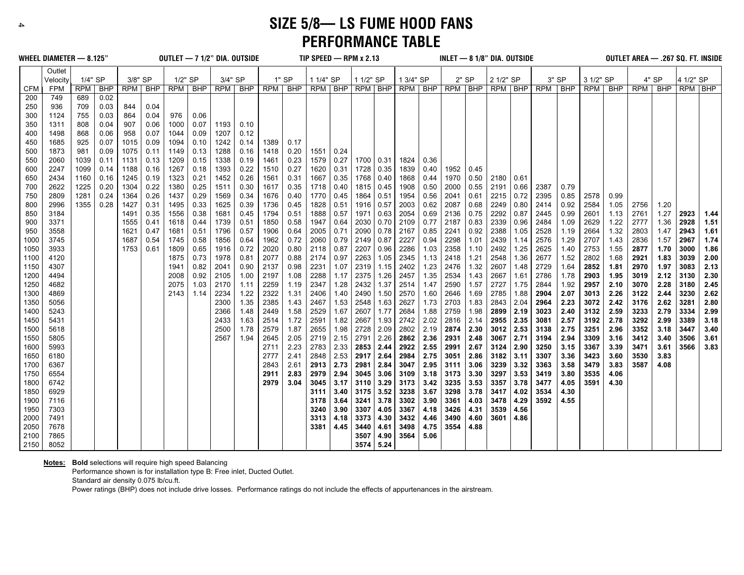# SIZE 5/8— LS FUME HOOD FANS
## PERFORMANCE TABLE

**WHEEL DIAMETER — 8.125"** **OUTLET — 7 1/2" DIA. OUTSIDE** **TIP SPEED — RPM x 2.13** **INLET — 8 1/8" DIA. OUTSIDE** **OUTLET AREA — .267 SQ. FT. INSIDE**

| | Outlet Velocity | 1/4" SP | | 3/8" SP | | 1/2" SP | | 3/4" SP | | 1" SP | | 1 1/4" SP | | 1 1/2" SP | | 1 3/4" SP | | 2" SP | | 2 1/2" SP | | 3" SP | | 3 1/2" SP | | 4" SP | | 4 1/2" SP | |
|---|---|---|---|---|---|---|---|---|---|---|---|---|---|---|---|---|---|---|---|---|---|---|---|---|---|---|---|---|---|
| CFM | FPM | RPM | BHP | RPM | BHP | RPM | BHP | RPM | BHP | RPM | BHP | RPM | BHP | RPM | BHP | RPM | BHP | RPM | BHP | RPM | BHP | RPM | BHP | RPM | BHP | RPM | BHP | RPM | BHP |
| 200 | 749 | 689 | 0.02 | | | | | | | | | | | | | | | | | | | | | | | | | | |
| 250 | 936 | 709 | 0.03 | 844 | 0.04 | | | | | | | | | | | | | | | | | | | | | | | | |
| 300 | 1124 | 755 | 0.03 | 864 | 0.04 | 976 | 0.06 | | | | | | | | | | | | | | | | | | | | | | |
| 350 | 1311 | 808 | 0.04 | 907 | 0.06 | 1000 | 0.07 | 1193 | 0.10 | | | | | | | | | | | | | | | | | | | | |
| 400 | 1498 | 868 | 0.06 | 958 | 0.07 | 1044 | 0.09 | 1207 | 0.12 | | | | | | | | | | | | | | | | | | | | |
| 450 | 1685 | 925 | 0.07 | 1015 | 0.09 | 1094 | 0.10 | 1242 | 0.14 | 1389 | 0.17 | | | | | | | | | | | | | | | | | | |
| 500 | 1873 | 981 | 0.09 | 1075 | 0.11 | 1149 | 0.13 | 1288 | 0.16 | 1418 | 0.20 | 1551 | 0.24 | | | | | | | | | | | | | | | | |
| 550 | 2060 | 1039 | 0.11 | 1131 | 0.13 | 1209 | 0.15 | 1338 | 0.19 | 1461 | 0.23 | 1579 | 0.27 | 1700 | 0.31 | 1824 | 0.36 | | | | | | | | | | | | |
| 600 | 2247 | 1099 | 0.14 | 1188 | 0.16 | 1267 | 0.18 | 1393 | 0.22 | 1510 | 0.27 | 1620 | 0.31 | 1728 | 0.35 | 1839 | 0.40 | 1952 | 0.45 | | | | | | | | | | |
| 650 | 2434 | 1160 | 0.16 | 1245 | 0.19 | 1323 | 0.21 | 1452 | 0.26 | 1561 | 0.31 | 1667 | 0.35 | 1768 | 0.40 | 1868 | 0.44 | 1970 | 0.50 | 2180 | 0.61 | | | | | | | | |
| 700 | 2622 | 1225 | 0.20 | 1304 | 0.22 | 1380 | 0.25 | 1511 | 0.30 | 1617 | 0.35 | 1718 | 0.40 | 1815 | 0.45 | 1908 | 0.50 | 2000 | 0.55 | 2191 | 0.66 | 2387 | 0.79 | | | | | | |
| 750 | 2809 | 1281 | 0.24 | 1364 | 0.26 | 1437 | 0.29 | 1569 | 0.34 | 1676 | 0.40 | 1770 | 0.45 | 1864 | 0.51 | 1954 | 0.56 | 2041 | 0.61 | 2215 | 0.72 | 2395 | 0.85 | 2578 | 0.99 | | | | |
| 800 | 2996 | 1355 | 0.28 | 1427 | 0.31 | 1495 | 0.33 | 1625 | 0.39 | 1736 | 0.45 | 1828 | 0.51 | 1916 | 0.57 | 2003 | 0.62 | 2087 | 0.68 | 2249 | 0.80 | 2414 | 0.92 | 2584 | 1.05 | 2756 | 1.20 | | |
| 850 | 3184 | | | 1491 | 0.35 | 1556 | 0.38 | 1681 | 0.45 | 1794 | 0.51 | 1888 | 0.57 | 1971 | 0.63 | 2054 | 0.69 | 2136 | 0.75 | 2292 | 0.87 | 2445 | 0.99 | 2601 | 1.13 | 2761 | 1.27 | **2923** | **1.44** |
| 900 | 3371 | | | 1555 | 0.41 | 1618 | 0.44 | 1739 | 0.51 | 1850 | 0.58 | 1947 | 0.64 | 2030 | 0.70 | 2109 | 0.77 | 2187 | 0.83 | 2339 | 0.96 | 2484 | 1.09 | 2629 | 1.22 | 2777 | 1.36 | **2928** | **1.51** |
| 950 | 3558 | | | 1621 | 0.47 | 1681 | 0.51 | 1796 | 0.57 | 1906 | 0.64 | 2005 | 0.71 | 2090 | 0.78 | 2167 | 0.85 | 2241 | 0.92 | 2388 | 1.05 | 2528 | 1.19 | 2664 | 1.32 | 2803 | 1.47 | **2943** | **1.61** |
| 1000 | 3745 | | | 1687 | 0.54 | 1745 | 0.58 | 1856 | 0.64 | 1962 | 0.72 | 2060 | 0.79 | 2149 | 0.87 | 2227 | 0.94 | 2298 | 1.01 | 2439 | 1.14 | 2576 | 1.29 | 2707 | 1.43 | 2836 | 1.57 | **2967** | **1.74** |
| 1050 | 3933 | | | 1753 | 0.61 | 1809 | 0.65 | 1916 | 0.72 | 2020 | 0.80 | 2118 | 0.87 | 2207 | 0.96 | 2286 | 1.03 | 2358 | 1.10 | 2492 | 1.25 | 2625 | 1.40 | 2753 | 1.55 | **2877** | **1.70** | **3000** | **1.86** |
| 1100 | 4120 | | | | | 1875 | 0.73 | 1978 | 0.81 | 2077 | 0.88 | 2174 | 0.97 | 2263 | 1.05 | 2345 | 1.13 | 2418 | 1.21 | 2548 | 1.36 | 2677 | 1.52 | 2802 | 1.68 | **2921** | **1.83** | **3039** | **2.00** |
| 1150 | 4307 | | | | | 1941 | 0.82 | 2041 | 0.90 | 2137 | 0.98 | 2231 | 1.07 | 2319 | 1.15 | 2402 | 1.23 | 2476 | 1.32 | 2607 | 1.48 | 2729 | 1.64 | **2852** | **1.81** | **2970** | **1.97** | **3083** | **2.13** |
| 1200 | 4494 | | | | | 2008 | 0.92 | 2105 | 1.00 | 2197 | 1.08 | 2288 | 1.17 | 2375 | 1.26 | 2457 | 1.35 | 2534 | 1.43 | 2667 | 1.61 | 2786 | 1.78 | **2903** | **1.95** | **3019** | **2.12** | **3130** | **2.30** |
| 1250 | 4682 | | | | | 2075 | 1.03 | 2170 | 1.11 | 2259 | 1.19 | 2347 | 1.28 | 2432 | 1.37 | 2514 | 1.47 | 2590 | 1.57 | 2727 | 1.75 | 2844 | 1.92 | **2957** | **2.10** | **3070** | **2.28** | **3180** | **2.45** |
| 1300 | 4869 | | | | | 2143 | 1.14 | 2234 | 1.22 | 2322 | 1.31 | 2406 | 1.40 | 2490 | 1.50 | 2570 | 1.60 | 2646 | 1.69 | 2785 | 1.88 | **2904** | **2.07** | **3013** | **2.26** | **3122** | **2.44** | **3230** | **2.62** |
| 1350 | 5056 | | | | | | | 2300 | 1.35 | 2385 | 1.43 | 2467 | 1.53 | 2548 | 1.63 | 2627 | 1.73 | 2703 | 1.83 | 2843 | 2.04 | **2964** | **2.23** | **3072** | **2.42** | **3176** | **2.62** | **3281** | **2.80** |
| 1400 | 5243 | | | | | | | 2366 | 1.48 | 2449 | 1.58 | 2529 | 1.67 | 2607 | 1.77 | 2684 | 1.88 | 2759 | 1.98 | **2899** | **2.19** | **3023** | **2.40** | **3132** | **2.59** | **3233** | **2.79** | **3334** | **2.99** |
| 1450 | 5431 | | | | | | | 2433 | 1.63 | 2514 | 1.72 | 2591 | 1.82 | 2667 | 1.93 | 2742 | 2.02 | 2816 | 2.14 | **2955** | **2.35** | **3081** | **2.57** | **3192** | **2.78** | **3292** | **2.99** | **3389** | **3.18** |
| 1500 | 5618 | | | | | | | 2500 | 1.78 | 2579 | 1.87 | 2655 | 1.98 | 2728 | 2.09 | 2802 | 2.19 | **2874** | **2.30** | **3012** | **2.53** | **3138** | **2.75** | **3251** | **2.96** | **3352** | **3.18** | **3447** | **3.40** |
| 1550 | 5805 | | | | | | | 2567 | 1.94 | 2645 | 2.05 | 2719 | 2.15 | 2791 | 2.26 | **2862** | **2.36** | **2931** | **2.48** | **3067** | **2.71** | **3194** | **2.94** | **3309** | **3.16** | **3412** | **3.40** | **3506** | **3.61** |
| 1600 | 5993 | | | | | | | | | 2711 | 2.23 | 2783 | 2.33 | **2853** | **2.44** | **2922** | **2.55** | **2991** | **2.67** | **3124** | **2.90** | **3250** | **3.15** | **3367** | **3.39** | **3471** | **3.61** | **3566** | **3.83** |
| 1650 | 6180 | | | | | | | | | 2777 | 2.41 | 2848 | 2.53 | **2917** | **2.64** | **2984** | **2.75** | **3051** | **2.86** | **3182** | **3.11** | **3307** | **3.36** | **3423** | **3.60** | **3530** | **3.83** | | |
| 1700 | 6367 | | | | | | | | | 2843 | 2.61 | **2913** | **2.73** | **2981** | **2.84** | **3047** | **2.95** | **3111** | **3.06** | **3239** | **3.32** | **3363** | **3.58** | **3479** | **3.83** | **3587** | **4.08** | | |
| 1750 | 6554 | | | | | | | | | **2911** | **2.83** | **2979** | **2.94** | **3045** | **3.06** | **3109** | **3.18** | **3173** | **3.30** | **3297** | **3.53** | **3419** | **3.80** | **3535** | **4.06** | | | | |
| 1800 | 6742 | | | | | | | | | **2979** | **3.04** | **3045** | **3.17** | **3110** | **3.29** | **3173** | **3.42** | **3235** | **3.53** | **3357** | **3.78** | **3477** | **4.05** | **3591** | **4.30** | | | | |
| 1850 | 6929 | | | | | | | | | | | **3111** | **3.40** | **3175** | **3.52** | **3238** | **3.67** | **3298** | **3.78** | **3417** | **4.02** | **3534** | **4.30** | | | | | | |
| 1900 | 7116 | | | | | | | | | | | **3178** | **3.64** | **3241** | **3.78** | **3302** | **3.90** | **3361** | **4.03** | **3478** | **4.29** | **3592** | **4.55** | | | | | | |
| 1950 | 7303 | | | | | | | | | | | **3240** | **3.90** | **3307** | **4.05** | **3367** | **4.18** | **3426** | **4.31** | **3539** | **4.56** | | | | | | | | |
| 2000 | 7491 | | | | | | | | | | | **3313** | **4.18** | **3373** | **4.30** | **3432** | **4.46** | **3490** | **4.60** | **3601** | **4.86** | | | | | | | | |
| 2050 | 7678 | | | | | | | | | | | **3381** | **4.45** | **3440** | **4.61** | **3498** | **4.75** | **3554** | **4.88** | | | | | | | | | | |
| 2100 | 7865 | | | | | | | | | | | | | **3507** | **4.90** | **3564** | **5.06** | | | | | | | | | | | | |
| 2150 | 8052 | | | | | | | | | | | | | **3574** | **5.24** | | | | | | | | | | | | | | |

**Notes:** **Bold** selections will require high speed Balancing
Performance shown is for installation type B: Free inlet, Ducted Outlet.
Standard air density 0.075 lb/cu.ft.
Power ratings (BHP) does not include drive losses. Performance ratings do not include the effects of appurtenances in the airstream.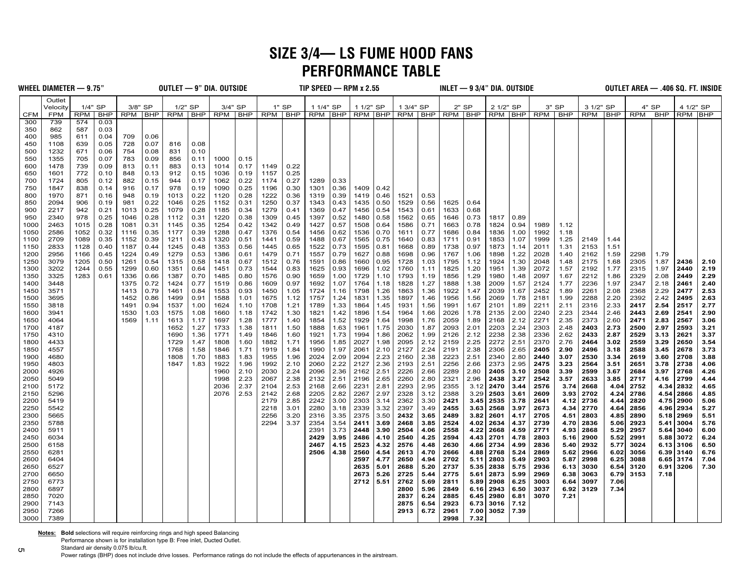# SIZE 3/4— LS FUME HOOD FANS
# PERFORMANCE TABLE

**WHEEL DIAMETER — 9.75"** **OUTLET — 9" DIA. OUTSIDE** **TIP SPEED — RPM x 2.55** **INLET — 9 3/4" DIA. OUTSIDE** **OUTLET AREA — .406 SQ. FT. INSIDE**

| | Outlet Velocity | 1/4" SP | | 3/8" SP | | 1/2" SP | | 3/4" SP | | 1" SP | | 1 1/4" SP | | 1 1/2" SP | | 1 3/4" SP | | 2" SP | | 2 1/2" SP | | 3" SP | | 3 1/2" SP | | 4" SP | | 4 1/2" SP | |
|---|---|---|---|---|---|---|---|---|---|---|---|---|---|---|---|---|---|---|---|---|---|---|---|---|---|---|---|---|---|
| CFM | FPM | RPM | BHP | RPM | BHP | RPM | BHP | RPM | BHP | RPM | BHP | RPM | BHP | RPM | BHP | RPM | BHP | RPM | BHP | RPM | BHP | RPM | BHP | RPM | BHP | RPM | BHP | RPM | BHP |
| 300 | 739 | 574 | 0.03 | | | | | | | | | | | | | | | | | | | | | | | | | | |
| 350 | 862 | 587 | 0.03 | | | | | | | | | | | | | | | | | | | | | | | | | | |
| 400 | 985 | 611 | 0.04 | 709 | 0.06 | | | | | | | | | | | | | | | | | | | | | | | | |
| 450 | 1108 | 639 | 0.05 | 728 | 0.07 | 816 | 0.08 | | | | | | | | | | | | | | | | | | | | | | |
| 500 | 1232 | 671 | 0.06 | 754 | 0.08 | 831 | 0.10 | | | | | | | | | | | | | | | | | | | | | | |
| 550 | 1355 | 705 | 0.07 | 783 | 0.09 | 856 | 0.11 | 1000 | 0.15 | | | | | | | | | | | | | | | | | | | | |
| 600 | 1478 | 739 | 0.09 | 813 | 0.11 | 883 | 0.13 | 1014 | 0.17 | 1149 | 0.22 | | | | | | | | | | | | | | | | | | |
| 650 | 1601 | 772 | 0.10 | 848 | 0.13 | 912 | 0.15 | 1036 | 0.19 | 1157 | 0.25 | | | | | | | | | | | | | | | | | | |
| 700 | 1724 | 805 | 0.12 | 882 | 0.15 | 944 | 0.17 | 1062 | 0.22 | 1174 | 0.27 | 1289 | 0.33 | | | | | | | | | | | | | | | | |
| 750 | 1847 | 838 | 0.14 | 916 | 0.17 | 978 | 0.19 | 1090 | 0.25 | 1196 | 0.30 | 1301 | 0.36 | 1409 | 0.42 | | | | | | | | | | | | | | |
| 800 | 1970 | 871 | 0.16 | 948 | 0.19 | 1013 | 0.22 | 1120 | 0.28 | 1222 | 0.36 | 1319 | 0.39 | 1419 | 0.46 | 1521 | 0.53 | | | | | | | | | | | | |
| 850 | 2094 | 906 | 0.19 | 981 | 0.22 | 1046 | 0.25 | 1152 | 0.31 | 1250 | 0.37 | 1343 | 0.43 | 1435 | 0.50 | 1529 | 0.56 | 1625 | 0.64 | | | | | | | | | | |
| 900 | 2217 | 942 | 0.21 | 1013 | 0.25 | 1079 | 0.28 | 1185 | 0.34 | 1279 | 0.41 | 1369 | 0.47 | 1456 | 0.54 | 1543 | 0.61 | 1633 | 0.68 | | | | | | | | | | |
| 950 | 2340 | 978 | 0.25 | 1046 | 0.28 | 1112 | 0.31 | 1220 | 0.38 | 1309 | 0.45 | 1397 | 0.52 | 1480 | 0.58 | 1562 | 0.65 | 1646 | 0.73 | 1817 | 0.89 | | | | | | | | |
| 1000 | 2463 | 1015 | 0.28 | 1081 | 0.31 | 1145 | 0.35 | 1254 | 0.42 | 1342 | 0.49 | 1427 | 0.57 | 1508 | 0.64 | 1586 | 0.71 | 1663 | 0.78 | 1824 | 0.94 | 1989 | 1.12 | | | | | | |
| 1050 | 2586 | 1052 | 0.32 | 1116 | 0.35 | 1177 | 0.39 | 1288 | 0.47 | 1376 | 0.54 | 1456 | 0.62 | 1536 | 0.70 | 1611 | 0.77 | 1686 | 0.84 | 1836 | 1.00 | 1992 | 1.18 | | | | | | |
| 1100 | 2709 | 1089 | 0.35 | 1152 | 0.39 | 1211 | 0.43 | 1320 | 0.51 | 1441 | 0.59 | 1488 | 0.67 | 1565 | 0.75 | 1640 | 0.83 | 1711 | 0.91 | 1853 | 1.07 | 1999 | 1.25 | 2149 | 1.44 | | | | |
| 1150 | 2833 | 1128 | 0.40 | 1187 | 0.44 | 1245 | 0.48 | 1353 | 0.56 | 1445 | 0.65 | 1522 | 0.73 | 1595 | 0.81 | 1668 | 0.89 | 1738 | 0.97 | 1873 | 1.14 | 2011 | 1.31 | 2153 | 1.51 | | | | |
| 1200 | 2956 | 1166 | 0.45 | 1224 | 0.49 | 1279 | 0.53 | 1386 | 0.61 | 1479 | 0.71 | 1557 | 0.79 | 1627 | 0.88 | 1698 | 0.96 | 1767 | 1.06 | 1898 | 1.22 | 2028 | 1.40 | 2162 | 1.59 | 2298 | 1.79 | | |
| 1250 | 3079 | 1205 | 0.50 | 1261 | 0.54 | 1315 | 0.58 | 1418 | 0.67 | 1512 | 0.76 | 1591 | 0.86 | 1660 | 0.95 | 1728 | 1.03 | 1795 | 1.12 | 1924 | 1.30 | 2048 | 1.48 | 2175 | 1.68 | 2305 | 1.87 | **2436** | **2.10** |
| 1300 | 3202 | 1244 | 0.55 | 1299 | 0.60 | 1351 | 0.64 | 1451 | 0.73 | 1544 | 0.83 | 1625 | 0.93 | 1696 | 1.02 | 1760 | 1.11 | 1825 | 1.20 | 1951 | 1.39 | 2072 | 1.57 | 2192 | 1.77 | 2315 | 1.97 | **2440** | **2.19** |
| 1350 | 3325 | 1283 | 0.61 | 1336 | 0.66 | 1387 | 0.70 | 1485 | 0.80 | 1576 | 0.90 | 1659 | 1.00 | 1729 | 1.10 | 1793 | 1.19 | 1856 | 1.29 | 1980 | 1.48 | 2097 | 1.67 | 2212 | 1.86 | 2329 | 2.08 | **2449** | **2.29** |
| 1400 | 3448 | | | 1375 | 0.72 | 1424 | 0.77 | 1519 | 0.86 | 1609 | 0.97 | 1692 | 1.07 | 1764 | 1.18 | 1828 | 1.27 | 1888 | 1.38 | 2009 | 1.57 | 2124 | 1.77 | 2236 | 1.97 | 2347 | 2.18 | **2461** | **2.40** |
| 1450 | 3571 | | | 1413 | 0.79 | 1461 | 0.84 | 1553 | 0.93 | 1450 | 1.05 | 1724 | 1.16 | 1798 | 1.26 | 1863 | 1.36 | 1922 | 1.47 | 2039 | 1.67 | 2452 | 1.89 | 2261 | 2.08 | 2368 | 2.29 | **2477** | **2.53** |
| 1500 | 3695 | | | 1452 | 0.86 | 1499 | 0.91 | 1588 | 1.01 | 1675 | 1.12 | 1757 | 1.24 | 1831 | 1.35 | 1897 | 1.46 | 1956 | 1.56 | 2069 | 1.78 | 2181 | 1.99 | 2288 | 2.20 | 2392 | 2.42 | **2495** | **2.63** |
| 1550 | 3818 | | | 1491 | 0.94 | 1537 | 1.00 | 1624 | 1.10 | 1708 | 1.21 | 1789 | 1.33 | 1864 | 1.45 | 1931 | 1.56 | 1991 | 1.67 | 2101 | 1.89 | 2211 | 2.11 | 2316 | 2.33 | **2417** | **2.54** | **2517** | **2.77** |
| 1600 | 3941 | | | 1530 | 1.03 | 1575 | 1.08 | 1660 | 1.18 | 1742 | 1.30 | 1821 | 1.42 | 1896 | 1.54 | 1964 | 1.66 | 2026 | 1.78 | 2135 | 2.00 | 2240 | 2.23 | 2344 | 2.46 | **2443** | **2.69** | **2541** | **2.90** |
| 1650 | 4064 | | | 1569 | 1.11 | 1613 | 1.17 | 1697 | 1.28 | 1777 | 1.40 | 1854 | 1.52 | 1929 | 1.64 | 1998 | 1.76 | 2059 | 1.89 | 2168 | 2.12 | 2271 | 2.35 | 2373 | 2.60 | **2471** | **2.83** | **2567** | **3.06** |
| 1700 | 4187 | | | | | 1652 | 1.27 | 1733 | 1.38 | 1811 | 1.50 | 1888 | 1.63 | 1961 | 1.75 | 2030 | 1.87 | 2093 | 2.01 | 2203 | 2.24 | 2303 | 2.48 | **2403** | **2.73** | **2500** | **2.97** | **2593** | **3.21** |
| 1750 | 4310 | | | | | 1690 | 1.36 | 1771 | 1.49 | 1846 | 1.60 | 1921 | 1.73 | 1994 | 1.86 | 2062 | 1.99 | 2126 | 2.12 | 2238 | 2.38 | 2336 | 2.62 | **2433** | **2.87** | **2529** | **3.13** | **2621** | **3.37** |
| 1800 | 4433 | | | | | 1729 | 1.47 | 1808 | 1.60 | 1882 | 1.71 | 1956 | 1.85 | 2027 | 1.98 | 2095 | 2.12 | 2159 | 2.25 | 2272 | 2.51 | 2370 | 2.76 | **2464** | **3.02** | **2559** | **3.29** | **2650** | **3.54** |
| 1850 | 4557 | | | | | 1768 | 1.58 | 1846 | 1.71 | 1919 | 1.84 | 1990 | 1.97 | 2061 | 2.10 | 2127 | 2.24 | 2191 | 2.38 | 2306 | 2.65 | **2405** | **2.90** | **2496** | **3.18** | **2588** | **3.45** | **2678** | **3.73** |
| 1900 | 4680 | | | | | 1808 | 1.70 | 1883 | 1.83 | 1955 | 1.96 | 2024 | 2.09 | 2094 | 2.23 | 2160 | 2.38 | 2223 | 2.51 | 2340 | 2.80 | **2440** | **3.07** | **2530** | **3.34** | **2619** | **3.60** | **2708** | **3.88** |
| 1950 | 4803 | | | | | 1847 | 1.83 | 1922 | 1.96 | 1992 | 2.10 | 2060 | 2.22 | 2127 | 2.36 | 2193 | 2.51 | 2256 | 2.66 | 2373 | 2.95 | **2475** | **3.23** | **2564** | **3.51** | **2651** | **3.78** | **2738** | **4.06** |
| 2000 | 4926 | | | | | | | 1960 | 2.10 | 2030 | 2.24 | 2096 | 2.36 | 2162 | 2.51 | 2226 | 2.66 | 2289 | 2.80 | **2405** | **3.10** | **2508** | **3.39** | **2599** | **3.67** | **2684** | **3.97** | **2768** | **4.26** |
| 2050 | 5049 | | | | | | | 1998 | 2.23 | 2067 | 2.38 | 2132 | 2.51 | 2196 | 2.65 | 2260 | 2.80 | 2321 | 2.96 | **2438** | **3.27** | **2542** | **3.57** | **2633** | **3.85** | **2717** | **4.16** | **2799** | **4.44** |
| 2100 | 5172 | | | | | | | 2036 | 2.37 | 2104 | 2.53 | 2168 | 2.66 | 2231 | 2.81 | 2293 | 2.95 | 2355 | 3.12 | **2470** | **3.44** | **2576** | **3.74** | **2668** | **4.04** | **2752** | **4.34** | **2832** | **4.65** |
| 2150 | 5296 | | | | | | | 2076 | 2.53 | 2142 | 2.68 | 2205 | 2.82 | 2267 | 2.97 | 2328 | 3.12 | 2388 | 3.29 | **2503** | **3.61** | **2609** | **3.93** | **2702** | **4.24** | **2786** | **4.54** | **2866** | **4.85** |
| 2200 | 5419 | | | | | | | | | 2179 | 2.85 | 2242 | 3.00 | 2303 | 3.14 | 2362 | 3.30 | **2421** | **3.45** | **2535** | **3.78** | **2641** | **4.12** | **2736** | **4.44** | **2820** | **4.75** | **2900** | **5.06** |
| 2250 | 5542 | | | | | | | | | 2218 | 3.01 | 2280 | 3.18 | 2339 | 3.32 | 2397 | 3.49 | **2455** | **3.63** | **2568** | **3.97** | **2673** | **4.34** | **2770** | **4.64** | **2856** | **4.96** | **2934** | **5.27** |
| 2300 | 5665 | | | | | | | | | 2256 | 3.20 | 2316 | 3.35 | 2375 | 3.50 | **2432** | **3.65** | **2489** | **3.82** | **2601** | **4.17** | **2705** | **4.51** | **2803** | **4.85** | **2890** | **5.18** | **2969** | **5.51** |
| 2350 | 5788 | | | | | | | | | 2294 | 3.37 | 2354 | 3.54 | **2411** | **3.69** | **2468** | **3.85** | **2524** | **4.02** | **2634** | **4.37** | **2739** | **4.70** | **2836** | **5.06** | **2923** | **5.41** | **3004** | **5.76** |
| 2400 | 5911 | | | | | | | | | | | 2391 | 3.73 | **2448** | **3.90** | **2504** | **4.06** | **2558** | **4.22** | **2668** | **4.59** | **2771** | **4.93** | **2868** | **5.29** | **2957** | **5.64** | **3040** | **6.00** |
| 2450 | 6034 | | | | | | | | | | | **2429** | **3.95** | **2486** | **4.10** | **2540** | **4.25** | **2594** | **4.43** | **2701** | **4.78** | **2803** | **5.16** | **2900** | **5.52** | **2991** | **5.88** | **3072** | **6.24** |
| 2500 | 6158 | | | | | | | | | | | **2467** | **4.15** | **2523** | **4.32** | **2576** | **4.48** | **2630** | **4.66** | **2734** | **4.99** | **2836** | **5.40** | **2932** | **5.77** | **3024** | **6.13** | **3106** | **6.50** |
| 2550 | 6281 | | | | | | | | | | | **2506** | **4.38** | **2560** | **4.54** | **2613** | **4.70** | **2666** | **4.88** | **2768** | **5.24** | **2869** | **5.62** | **2966** | **6.02** | **3056** | **6.39** | **3140** | **6.76** |
| 2600 | 6404 | | | | | | | | | | | | | **2597** | **4.77** | **2650** | **4.94** | **2702** | **5.11** | **2803** | **5.49** | **2903** | **5.87** | **2998** | **6.25** | **3088** | **6.65** | **3174** | **7.04** |
| 2650 | 6527 | | | | | | | | | | | | | **2635** | **5.01** | **2688** | **5.20** | **2737** | **5.35** | **2838** | **5.75** | **2936** | **6.13** | **3030** | **6.54** | **3120** | **6.91** | **3206** | **7.30** |
| 2700 | 6650 | | | | | | | | | | | | | **2673** | **5.26** | **2725** | **5.44** | **2775** | **5.61** | **2873** | **5.99** | **2969** | **6.38** | **3063** | **6.79** | **3153** | **7.18** | | |
| 2750 | 6773 | | | | | | | | | | | | | **2712** | **5.51** | **2762** | **5.69** | **2811** | **5.89** | **2908** | **6.25** | **3003** | **6.64** | **3097** | **7.06** | | | | |
| 2800 | 6897 | | | | | | | | | | | | | | | **2800** | **5.96** | **2849** | **6.16** | **2943** | **6.50** | **3037** | **6.92** | **3129** | **7.34** | | | | |
| 2850 | 7020 | | | | | | | | | | | | | | | **2837** | **6.24** | **2885** | **6.45** | **2980** | **6.81** | **3070** | **7.21** | | | | | | |
| 2900 | 7143 | | | | | | | | | | | | | | | **2875** | **6.54** | **2923** | **6.73** | **3016** | **7.12** | | | | | | | | |
| 2950 | 7266 | | | | | | | | | | | | | | | **2913** | **6.72** | **2961** | **7.00** | **3052** | **7.39** | | | | | | | | |
| 3000 | 7389 | | | | | | | | | | | | | | | | | **2998** | **7.32** | | | | | | | | | | |

**Notes:** **Bold** selections will require reinforcing rings and high speed Balancing
Performance shown is for installation type B: Free inlet, Ducted Outlet.
Standard air density 0.075 lb/cu.ft.
Power ratings (BHP) does not include drive losses. Performance ratings do not include the effects of appurtenances in the airstream.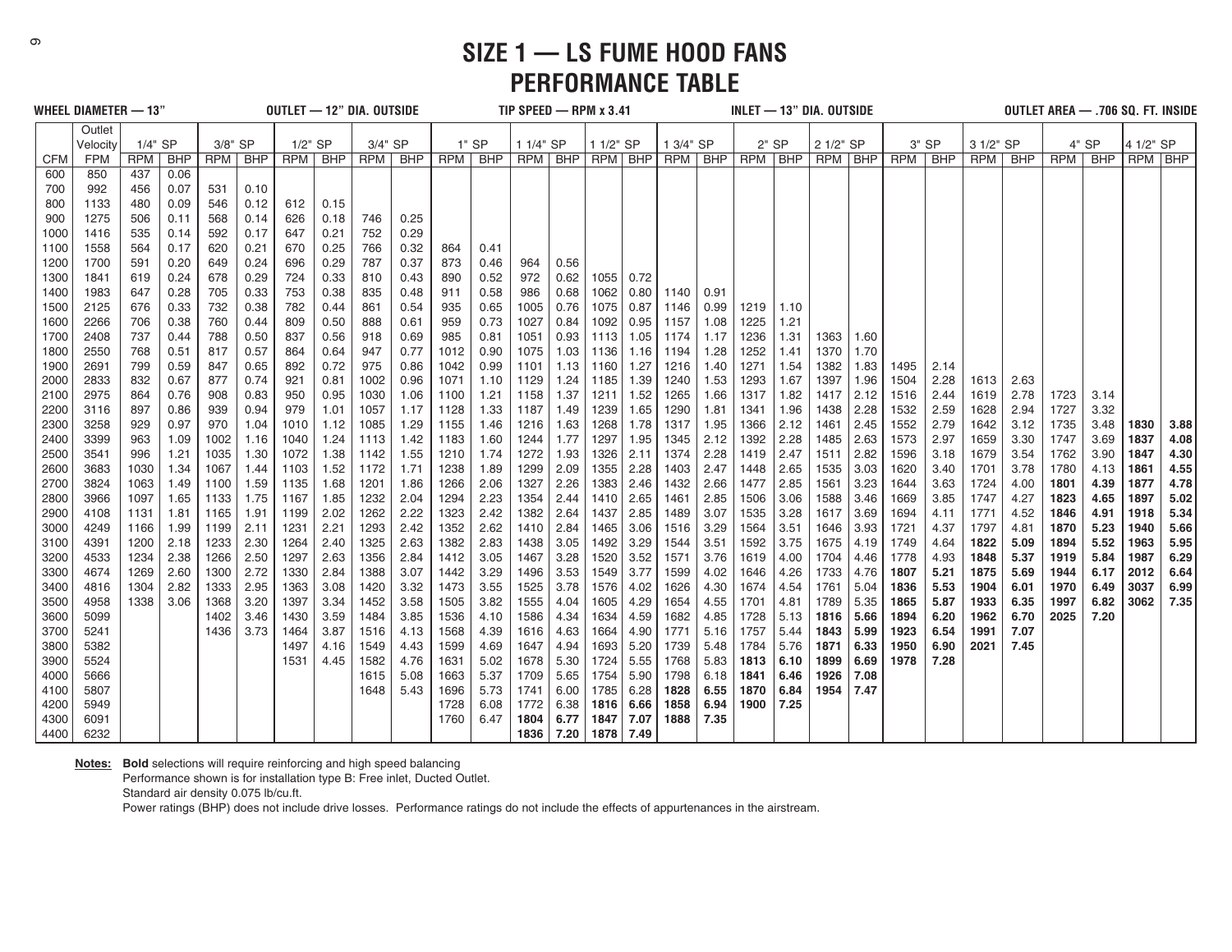# SIZE 1 — LS FUME HOOD FANS
# PERFORMANCE TABLE

**WHEEL DIAMETER — 13"** **OUTLET — 12" DIA. OUTSIDE** **TIP SPEED — RPM x 3.41** **INLET — 13" DIA. OUTSIDE** **OUTLET AREA — .706 SQ. FT. INSIDE**

| | Outlet Velocity | 1/4" SP | | 3/8" SP | | 1/2" SP | | 3/4" SP | | 1" SP | | 1 1/4" SP | | 1 1/2" SP | | 1 3/4" SP | | 2" SP | | 2 1/2" SP | | 3" SP | | 3 1/2" SP | | 4" SP | | 4 1/2" SP | |
|---|---|---|---|---|---|---|---|---|---|---|---|---|---|---|---|---|---|---|---|---|---|---|---|---|---|---|---|---|---|---|---|
| CFM | FPM | RPM | BHP | RPM | BHP | RPM | BHP | RPM | BHP | RPM | BHP | RPM | BHP | RPM | BHP | RPM | BHP | RPM | BHP | RPM | BHP | RPM | BHP | RPM | BHP | RPM | BHP | RPM | BHP |
| 600 | 850 | 437 | 0.06 | | | | | | | | | | | | | | | | | | | | | | | | | | |
| 700 | 992 | 456 | 0.07 | 531 | 0.10 | | | | | | | | | | | | | | | | | | | | | | | | |
| 800 | 1133 | 480 | 0.09 | 546 | 0.12 | 612 | 0.15 | | | | | | | | | | | | | | | | | | | | | | |
| 900 | 1275 | 506 | 0.11 | 568 | 0.14 | 626 | 0.18 | 746 | 0.25 | | | | | | | | | | | | | | | | | | | | |
| 1000 | 1416 | 535 | 0.14 | 592 | 0.17 | 647 | 0.21 | 752 | 0.29 | | | | | | | | | | | | | | | | | | | | |
| 1100 | 1558 | 564 | 0.17 | 620 | 0.21 | 670 | 0.25 | 766 | 0.32 | 864 | 0.41 | | | | | | | | | | | | | | | | | | |
| 1200 | 1700 | 591 | 0.20 | 649 | 0.24 | 696 | 0.29 | 787 | 0.37 | 873 | 0.46 | 964 | 0.56 | | | | | | | | | | | | | | | | |
| 1300 | 1841 | 619 | 0.24 | 678 | 0.29 | 724 | 0.33 | 810 | 0.43 | 890 | 0.52 | 972 | 0.62 | 1055 | 0.72 | | | | | | | | | | | | | | |
| 1400 | 1983 | 647 | 0.28 | 705 | 0.33 | 753 | 0.38 | 835 | 0.48 | 911 | 0.58 | 986 | 0.68 | 1062 | 0.80 | 1140 | 0.91 | | | | | | | | | | | | |
| 1500 | 2125 | 676 | 0.33 | 732 | 0.38 | 782 | 0.44 | 861 | 0.54 | 935 | 0.65 | 1005 | 0.76 | 1075 | 0.87 | 1146 | 0.99 | 1219 | 1.10 | | | | | | | | | | |
| 1600 | 2266 | 706 | 0.38 | 760 | 0.44 | 809 | 0.50 | 888 | 0.61 | 959 | 0.73 | 1027 | 0.84 | 1092 | 0.95 | 1157 | 1.08 | 1225 | 1.21 | | | | | | | | | | |
| 1700 | 2408 | 737 | 0.44 | 788 | 0.50 | 837 | 0.56 | 918 | 0.69 | 985 | 0.81 | 1051 | 0.93 | 1113 | 1.05 | 1174 | 1.17 | 1236 | 1.31 | 1363 | 1.60 | | | | | | | | |
| 1800 | 2550 | 768 | 0.51 | 817 | 0.57 | 864 | 0.64 | 947 | 0.77 | 1012 | 0.90 | 1075 | 1.03 | 1136 | 1.16 | 1194 | 1.28 | 1252 | 1.41 | 1370 | 1.70 | | | | | | | | |
| 1900 | 2691 | 799 | 0.59 | 847 | 0.65 | 892 | 0.72 | 975 | 0.86 | 1042 | 0.99 | 1101 | 1.13 | 1160 | 1.27 | 1216 | 1.40 | 1271 | 1.54 | 1382 | 1.83 | 1495 | 2.14 | | | | | | |
| 2000 | 2833 | 832 | 0.67 | 877 | 0.74 | 921 | 0.81 | 1002 | 0.96 | 1071 | 1.10 | 1129 | 1.24 | 1185 | 1.39 | 1240 | 1.53 | 1293 | 1.67 | 1397 | 1.96 | 1504 | 2.28 | 1613 | 2.63 | | | | |
| 2100 | 2975 | 864 | 0.76 | 908 | 0.83 | 950 | 0.95 | 1030 | 1.06 | 1100 | 1.21 | 1158 | 1.37 | 1211 | 1.52 | 1265 | 1.66 | 1317 | 1.82 | 1417 | 2.12 | 1516 | 2.44 | 1619 | 2.78 | 1723 | 3.14 | | |
| 2200 | 3116 | 897 | 0.86 | 939 | 0.94 | 979 | 1.01 | 1057 | 1.17 | 1128 | 1.33 | 1187 | 1.49 | 1239 | 1.65 | 1290 | 1.81 | 1341 | 1.96 | 1438 | 2.28 | 1532 | 2.59 | 1628 | 2.94 | 1727 | 3.32 | | |
| 2300 | 3258 | 929 | 0.97 | 970 | 1.04 | 1010 | 1.12 | 1085 | 1.29 | 1155 | 1.46 | 1216 | 1.63 | 1268 | 1.78 | 1317 | 1.95 | 1366 | 2.12 | 1461 | 2.45 | 1552 | 2.79 | 1642 | 3.12 | 1735 | 3.48 | **1830** | **3.88** |
| 2400 | 3399 | 963 | 1.09 | 1002 | 1.16 | 1040 | 1.24 | 1113 | 1.42 | 1183 | 1.60 | 1244 | 1.77 | 1297 | 1.95 | 1345 | 2.12 | 1392 | 2.28 | 1485 | 2.63 | 1573 | 2.97 | 1659 | 3.30 | 1747 | 3.69 | **1837** | **4.08** |
| 2500 | 3541 | 996 | 1.21 | 1035 | 1.30 | 1072 | 1.38 | 1142 | 1.55 | 1210 | 1.74 | 1272 | 1.93 | 1326 | 2.11 | 1374 | 2.28 | 1419 | 2.47 | 1511 | 2.82 | 1596 | 3.18 | 1679 | 3.54 | 1762 | 3.90 | **1847** | **4.30** |
| 2600 | 3683 | 1030 | 1.34 | 1067 | 1.44 | 1103 | 1.52 | 1172 | 1.71 | 1238 | 1.89 | 1299 | 2.09 | 1355 | 2.28 | 1403 | 2.47 | 1448 | 2.65 | 1535 | 3.03 | 1620 | 3.40 | 1701 | 3.78 | 1780 | 4.13 | **1861** | **4.55** |
| 2700 | 3824 | 1063 | 1.49 | 1100 | 1.59 | 1135 | 1.68 | 1201 | 1.86 | 1266 | 2.06 | 1327 | 2.26 | 1383 | 2.46 | 1432 | 2.66 | 1477 | 2.85 | 1561 | 3.23 | 1644 | 3.63 | 1724 | 4.00 | **1801** | **4.39** | **1877** | **4.78** |
| 2800 | 3966 | 1097 | 1.65 | 1133 | 1.75 | 1167 | 1.85 | 1232 | 2.04 | 1294 | 2.23 | 1354 | 2.44 | 1410 | 2.65 | 1461 | 2.85 | 1506 | 3.06 | 1588 | 3.46 | 1669 | 3.85 | 1747 | 4.27 | **1823** | **4.65** | **1897** | **5.02** |
| 2900 | 4108 | 1131 | 1.81 | 1165 | 1.91 | 1199 | 2.02 | 1262 | 2.22 | 1323 | 2.42 | 1382 | 2.64 | 1437 | 2.85 | 1489 | 3.07 | 1535 | 3.28 | 1617 | 3.69 | 1694 | 4.11 | 1771 | 4.52 | **1846** | **4.91** | **1918** | **5.34** |
| 3000 | 4249 | 1166 | 1.99 | 1199 | 2.11 | 1231 | 2.21 | 1293 | 2.42 | 1352 | 2.62 | 1410 | 2.84 | 1465 | 3.06 | 1516 | 3.29 | 1564 | 3.51 | 1646 | 3.93 | 1721 | 4.37 | 1797 | 4.81 | **1870** | **5.23** | **1940** | **5.66** |
| 3100 | 4391 | 1200 | 2.18 | 1233 | 2.30 | 1264 | 2.40 | 1325 | 2.63 | 1382 | 2.83 | 1438 | 3.05 | 1492 | 3.29 | 1544 | 3.51 | 1592 | 3.75 | 1675 | 4.19 | 1749 | 4.64 | **1822** | **5.09** | **1894** | **5.52** | **1963** | **5.95** |
| 3200 | 4533 | 1234 | 2.38 | 1266 | 2.50 | 1297 | 2.63 | 1356 | 2.84 | 1412 | 3.05 | 1467 | 3.28 | 1520 | 3.52 | 1571 | 3.76 | 1619 | 4.00 | 1704 | 4.46 | 1778 | 4.93 | **1848** | **5.37** | **1919** | **5.84** | **1987** | **6.29** |
| 3300 | 4674 | 1269 | 2.60 | 1300 | 2.72 | 1330 | 2.84 | 1388 | 3.07 | 1442 | 3.29 | 1496 | 3.53 | 1549 | 3.77 | 1599 | 4.02 | 1646 | 4.26 | 1733 | 4.76 | **1807** | **5.21** | **1875** | **5.69** | **1944** | **6.17** | **2012** | **6.64** |
| 3400 | 4816 | 1304 | 2.82 | 1333 | 2.95 | 1363 | 3.08 | 1420 | 3.32 | 1473 | 3.55 | 1525 | 3.78 | 1576 | 4.02 | 1626 | 4.30 | 1674 | 4.54 | 1761 | 5.04 | **1836** | **5.53** | **1904** | **6.01** | **1970** | **6.49** | **3037** | **6.99** |
| 3500 | 4958 | 1338 | 3.06 | 1368 | 3.20 | 1397 | 3.34 | 1452 | 3.58 | 1505 | 3.82 | 1555 | 4.04 | 1605 | 4.29 | 1654 | 4.55 | 1701 | 4.81 | 1789 | 5.35 | **1865** | **5.87** | **1933** | **6.35** | **1997** | **6.82** | **3062** | **7.35** |
| 3600 | 5099 | | | 1402 | 3.46 | 1430 | 3.59 | 1484 | 3.85 | 1536 | 4.10 | 1586 | 4.34 | 1634 | 4.59 | 1682 | 4.85 | 1728 | 5.13 | **1816** | **5.66** | **1894** | **6.20** | **1962** | **6.70** | **2025** | **7.20** | | |
| 3700 | 5241 | | | 1436 | 3.73 | 1464 | 3.87 | 1516 | 4.13 | 1568 | 4.39 | 1616 | 4.63 | 1664 | 4.90 | 1771 | 5.16 | 1757 | 5.44 | **1843** | **5.99** | **1923** | **6.54** | **1991** | **7.07** | | | | |
| 3800 | 5382 | | | | | 1497 | 4.16 | 1549 | 4.43 | 1599 | 4.69 | 1647 | 4.94 | 1693 | 5.20 | 1739 | 5.48 | 1784 | 5.76 | **1871** | **6.33** | **1950** | **6.90** | **2021** | **7.45** | | | | |
| 3900 | 5524 | | | | | 1531 | 4.45 | 1582 | 4.76 | 1631 | 5.02 | 1678 | 5.30 | 1724 | 5.55 | 1768 | 5.83 | **1813** | **6.10** | **1899** | **6.69** | **1978** | **7.28** | | | | | | |
| 4000 | 5666 | | | | | | | 1615 | 5.08 | 1663 | 5.37 | 1709 | 5.65 | 1754 | 5.90 | 1798 | 6.18 | **1841** | **6.46** | **1926** | **7.08** | | | | | | | | |
| 4100 | 5807 | | | | | | | 1648 | 5.43 | 1696 | 5.73 | 1741 | 6.00 | 1785 | 6.28 | **1828** | **6.55** | **1870** | **6.84** | **1954** | **7.47** | | | | | | | | |
| 4200 | 5949 | | | | | | | | | 1728 | 6.08 | 1772 | 6.38 | **1816** | **6.66** | **1858** | **6.94** | **1900** | **7.25** | | | | | | | | | | |
| 4300 | 6091 | | | | | | | | | 1760 | 6.47 | **1804** | **6.77** | **1847** | **7.07** | **1888** | **7.35** | | | | | | | | | | | | |
| 4400 | 6232 | | | | | | | | | | | **1836** | **7.20** | **1878** | **7.49** | | | | | | | | | | | | | | |

**Notes:** **Bold** selections will require reinforcing and high speed balancing
Performance shown is for installation type B: Free inlet, Ducted Outlet.
Standard air density 0.075 lb/cu.ft.
Power ratings (BHP) does not include drive losses. Performance ratings do not include the effects of appurtenances in the airstream.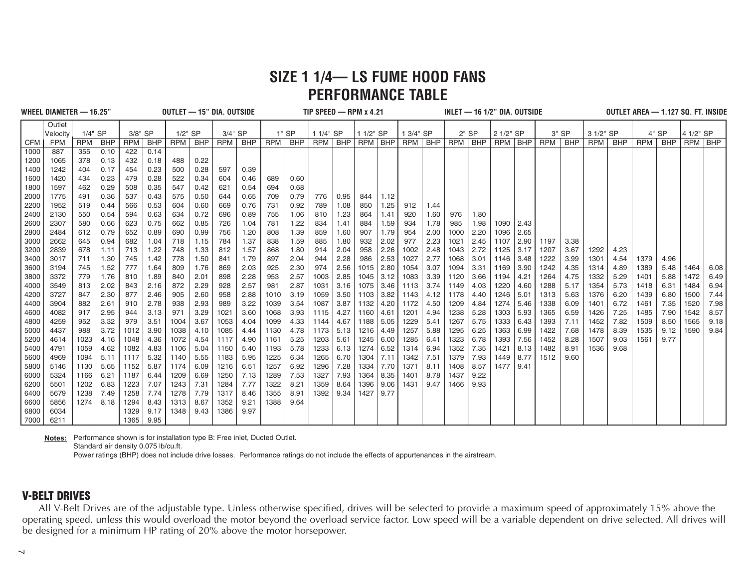# SIZE 1 1/4— LS FUME HOOD FANS
## PERFORMANCE TABLE

**WHEEL DIAMETER — 16.25"** **OUTLET — 15" DIA. OUTSIDE** **TIP SPEED — RPM x 4.21** **INLET — 16 1/2" DIA. OUTSIDE** **OUTLET AREA — 1.127 SQ. FT. INSIDE**

| | Outlet Velocity | 1/4" SP | | 3/8" SP | | 1/2" SP | | 3/4" SP | | 1" SP | | 1 1/4" SP | | 1 1/2" SP | | 1 3/4" SP | | 2" SP | | 2 1/2" SP | | 3" SP | | 3 1/2" SP | | 4" SP | | 4 1/2" SP | |
|---|---|---|---|---|---|---|---|---|---|---|---|---|---|---|---|---|---|---|---|---|---|---|---|---|---|---|---|---|---|
| CFM | FPM | RPM | BHP | RPM | BHP | RPM | BHP | RPM | BHP | RPM | BHP | RPM | BHP | RPM | BHP | RPM | BHP | RPM | BHP | RPM | BHP | RPM | BHP | RPM | BHP | RPM | BHP | RPM | BHP |
| 1000 | 887 | 355 | 0.10 | 422 | 0.14 | | | | | | | | | | | | | | | | | | | | | | | | |
| 1200 | 1065 | 378 | 0.13 | 432 | 0.18 | 488 | 0.22 | | | | | | | | | | | | | | | | | | | | | | |
| 1400 | 1242 | 404 | 0.17 | 454 | 0.23 | 500 | 0.28 | 597 | 0.39 | | | | | | | | | | | | | | | | | | | | |
| 1600 | 1420 | 434 | 0.23 | 479 | 0.28 | 522 | 0.34 | 604 | 0.46 | 689 | 0.60 | | | | | | | | | | | | | | | | | | |
| 1800 | 1597 | 462 | 0.29 | 508 | 0.35 | 547 | 0.42 | 621 | 0.54 | 694 | 0.68 | | | | | | | | | | | | | | | | | | |
| 2000 | 1775 | 491 | 0.36 | 537 | 0.43 | 575 | 0.50 | 644 | 0.65 | 709 | 0.79 | 776 | 0.95 | 844 | 1.12 | | | | | | | | | | | | | | |
| 2200 | 1952 | 519 | 0.44 | 566 | 0.53 | 604 | 0.60 | 669 | 0.76 | 731 | 0.92 | 789 | 1.08 | 850 | 1.25 | 912 | 1.44 | | | | | | | | | | | | |
| 2400 | 2130 | 550 | 0.54 | 594 | 0.63 | 634 | 0.72 | 696 | 0.89 | 755 | 1.06 | 810 | 1.23 | 864 | 1.41 | 920 | 1.60 | 976 | 1.80 | | | | | | | | | | |
| 2600 | 2307 | 580 | 0.66 | 623 | 0.75 | 662 | 0.85 | 726 | 1.04 | 781 | 1.22 | 834 | 1.41 | 884 | 1.59 | 934 | 1.78 | 985 | 1.98 | 1090 | 2.43 | | | | | | | | |
| 2800 | 2484 | 612 | 0.79 | 652 | 0.89 | 690 | 0.99 | 756 | 1.20 | 808 | 1.39 | 859 | 1.60 | 907 | 1.79 | 954 | 2.00 | 1000 | 2.20 | 1096 | 2.65 | | | | | | | | |
| 3000 | 2662 | 645 | 0.94 | 682 | 1.04 | 718 | 1.15 | 784 | 1.37 | 838 | 1.59 | 885 | 1.80 | 932 | 2.02 | 977 | 2.23 | 1021 | 2.45 | 1107 | 2.90 | 1197 | 3.38 | | | | | | |
| 3200 | 2839 | 678 | 1.11 | 713 | 1.22 | 748 | 1.33 | 812 | 1.57 | 868 | 1.80 | 914 | 2.04 | 958 | 2.26 | 1002 | 2.48 | 1043 | 2.72 | 1125 | 3.17 | 1207 | 3.67 | 1292 | 4.23 | | | | |
| 3400 | 3017 | 711 | 1.30 | 745 | 1.42 | 778 | 1.50 | 841 | 1.79 | 897 | 2.04 | 944 | 2.28 | 986 | 2.53 | 1027 | 2.77 | 1068 | 3.01 | 1146 | 3.48 | 1222 | 3.99 | 1301 | 4.54 | 1379 | 4.96 | | |
| 3600 | 3194 | 745 | 1.52 | 777 | 1.64 | 809 | 1.76 | 869 | 2.03 | 925 | 2.30 | 974 | 2.56 | 1015 | 2.80 | 1054 | 3.07 | 1094 | 3.31 | 1169 | 3.90 | 1242 | 4.35 | 1314 | 4.89 | 1389 | 5.48 | 1464 | 6.08 |
| 3800 | 3372 | 779 | 1.76 | 810 | 1.89 | 840 | 2.01 | 898 | 2.28 | 953 | 2.57 | 1003 | 2.85 | 1045 | 3.12 | 1083 | 3.39 | 1120 | 3.66 | 1194 | 4.21 | 1264 | 4.75 | 1332 | 5.29 | 1401 | 5.88 | 1472 | 6.49 |
| 4000 | 3549 | 813 | 2.02 | 843 | 2.16 | 872 | 2.29 | 928 | 2.57 | 981 | 2.87 | 1031 | 3.16 | 1075 | 3.46 | 1113 | 3.74 | 1149 | 4.03 | 1220 | 4.60 | 1288 | 5.17 | 1354 | 5.73 | 1418 | 6.31 | 1484 | 6.94 |
| 4200 | 3727 | 847 | 2.30 | 877 | 2.46 | 905 | 2.60 | 958 | 2.88 | 1010 | 3.19 | 1059 | 3.50 | 1103 | 3.82 | 1143 | 4.12 | 1178 | 4.40 | 1246 | 5.01 | 1313 | 5.63 | 1376 | 6.20 | 1439 | 6.80 | 1500 | 7.44 |
| 4400 | 3904 | 882 | 2.61 | 910 | 2.78 | 938 | 2.93 | 989 | 3.22 | 1039 | 3.54 | 1087 | 3.87 | 1132 | 4.20 | 1172 | 4.50 | 1209 | 4.84 | 1274 | 5.46 | 1338 | 6.09 | 1401 | 6.72 | 1461 | 7.35 | 1520 | 7.98 |
| 4600 | 4082 | 917 | 2.95 | 944 | 3.13 | 971 | 3.29 | 1021 | 3.60 | 1068 | 3.93 | 1115 | 4.27 | 1160 | 4.61 | 1201 | 4.94 | 1238 | 5.28 | 1303 | 5.93 | 1365 | 6.59 | 1426 | 7.25 | 1485 | 7.90 | 1542 | 8.57 |
| 4800 | 4259 | 952 | 3.32 | 979 | 3.51 | 1004 | 3.67 | 1053 | 4.04 | 1099 | 4.33 | 1144 | 4.67 | 1188 | 5.05 | 1229 | 5.41 | 1267 | 5.75 | 1333 | 6.43 | 1393 | 7.11 | 1452 | 7.82 | 1509 | 8.50 | 1565 | 9.18 |
| 5000 | 4437 | 988 | 3.72 | 1012 | 3.90 | 1038 | 4.10 | 1085 | 4.44 | 1130 | 4.78 | 1173 | 5.13 | 1216 | 4.49 | 1257 | 5.88 | 1295 | 6.25 | 1363 | 6.99 | 1422 | 7.68 | 1478 | 8.39 | 1535 | 9.12 | 1590 | 9.84 |
| 5200 | 4614 | 1023 | 4.16 | 1048 | 4.36 | 1072 | 4.54 | 1117 | 4.90 | 1161 | 5.25 | 1203 | 5.61 | 1245 | 6.00 | 1285 | 6.41 | 1323 | 6.78 | 1393 | 7.56 | 1452 | 8.28 | 1507 | 9.03 | 1561 | 9.77 | | |
| 5400 | 4791 | 1059 | 4.62 | 1082 | 4.83 | 1106 | 5.04 | 1150 | 5.40 | 1193 | 5.78 | 1233 | 6.13 | 1274 | 6.52 | 1314 | 6.94 | 1352 | 7.35 | 1421 | 8.13 | 1482 | 8.91 | 1536 | 9.68 | | | | |
| 5600 | 4969 | 1094 | 5.11 | 1117 | 5.32 | 1140 | 5.55 | 1183 | 5.95 | 1225 | 6.34 | 1265 | 6.70 | 1304 | 7.11 | 1342 | 7.51 | 1379 | 7.93 | 1449 | 8.77 | 1512 | 9.60 | | | | | | |
| 5800 | 5146 | 1130 | 5.65 | 1152 | 5.87 | 1174 | 6.09 | 1216 | 6.51 | 1257 | 6.92 | 1296 | 7.28 | 1334 | 7.70 | 1371 | 8.11 | 1408 | 8.57 | 1477 | 9.41 | | | | | | | | |
| 6000 | 5324 | 1166 | 6.21 | 1187 | 6.44 | 1209 | 6.69 | 1250 | 7.13 | 1289 | 7.53 | 1327 | 7.93 | 1364 | 8.35 | 1401 | 8.78 | 1437 | 9.22 | | | | | | | | | | |
| 6200 | 5501 | 1202 | 6.83 | 1223 | 7.07 | 1243 | 7.31 | 1284 | 7.77 | 1322 | 8.21 | 1359 | 8.64 | 1396 | 9.06 | 1431 | 9.47 | 1466 | 9.93 | | | | | | | | | | |
| 6400 | 5679 | 1238 | 7.49 | 1258 | 7.74 | 1278 | 7.79 | 1317 | 8.46 | 1355 | 8.91 | 1392 | 9.34 | 1427 | 9.77 | | | | | | | | | | | | | | |
| 6600 | 5856 | 1274 | 8.18 | 1294 | 8.43 | 1313 | 8.67 | 1352 | 9.21 | 1388 | 9.64 | | | | | | | | | | | | | | | | | | |
| 6800 | 6034 | | | 1329 | 9.17 | 1348 | 9.43 | 1386 | 9.97 | | | | | | | | | | | | | | | | | | | | |
| 7000 | 6211 | | | 1365 | 9.95 | | | | | | | | | | | | | | | | | | | | | | | | |

**Notes:** Performance shown is for installation type B: Free inlet, Ducted Outlet.
Standard air density 0.075 lb/cu.ft.
Power ratings (BHP) does not include drive losses. Performance ratings do not include the effects of appurtenances in the airstream.

## V-BELT DRIVES

All V-Belt Drives are of the adjustable type. Unless otherwise specified, drives will be selected to provide a maximum speed of approximately 15% above the operating speed, unless this would overload the motor beyond the overload service factor. Low speed will be a variable dependent on drive selected. All drives will be designed for a minimum HP rating of 20% above the motor horsepower.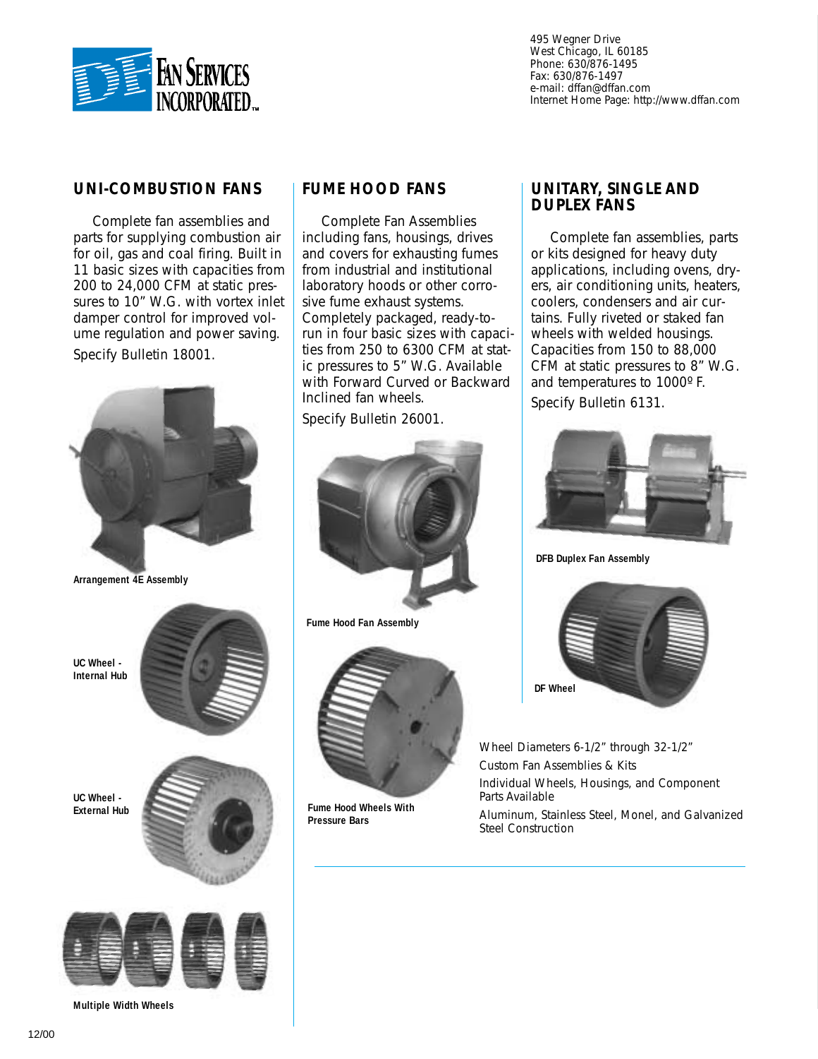DF FAN SERVICES INCORPORATED™

495 Wegner Drive
West Chicago, IL 60185
Phone: 630/876-1495
Fax: 630/876-1497
e-mail: dffan@dffan.com
Internet Home Page: http://www.dffan.com

## UNI-COMBUSTION FANS

Complete fan assemblies and parts for supplying combustion air for oil, gas and coal firing. Built in 11 basic sizes with capacities from 200 to 24,000 CFM at static pressures to 10" W.G. with vortex inlet damper control for improved volume regulation and power saving.

Specify Bulletin 18001.

Arrangement 4E Assembly

UC Wheel - Internal Hub

UC Wheel - External Hub

Multiple Width Wheels

## FUME HOOD FANS

Complete Fan Assemblies including fans, housings, drives and covers for exhausting fumes from industrial and institutional laboratory hoods or other corrosive fume exhaust systems. Completely packaged, ready-to-run in four basic sizes with capacities from 250 to 6300 CFM at static pressures to 5" W.G. Available with Forward Curved or Backward Inclined fan wheels.

Specify Bulletin 26001.

Fume Hood Fan Assembly

Fume Hood Wheels With Pressure Bars

## UNITARY, SINGLE AND DUPLEX FANS

Complete fan assemblies, parts or kits designed for heavy duty applications, including ovens, dryers, air conditioning units, heaters, coolers, condensers and air curtains. Fully riveted or staked fan wheels with welded housings. Capacities from 150 to 88,000 CFM at static pressures to 8" W.G. and temperatures to 1000º F.

Specify Bulletin 6131.

DFB Duplex Fan Assembly

DF Wheel

Wheel Diameters 6-1/2" through 32-1/2"

Custom Fan Assemblies & Kits

Individual Wheels, Housings, and Component Parts Available

Aluminum, Stainless Steel, Monel, and Galvanized Steel Construction

12/00